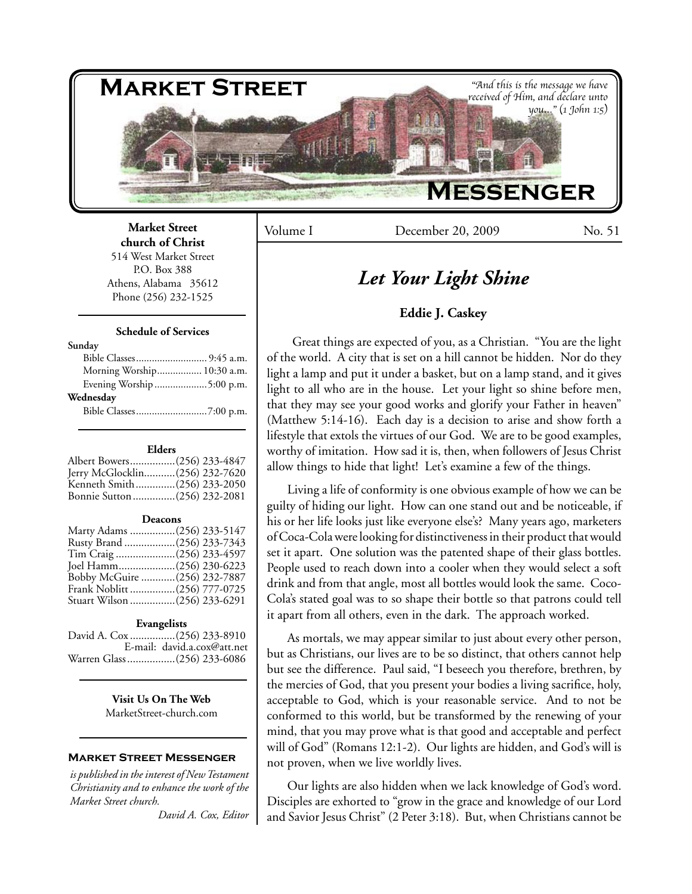# Market Street Messenger

*"And this is the message we have received of Him, and declare unto you..." (1 John 1:5)*

**Market Street church of Christ**
514 West Market Street
P.O. Box 388
Athens, Alabama 35612
Phone (256) 232-1525

**Schedule of Services**

**Sunday**
Bible Classes.......................... 9:45 a.m.
Morning Worship................ 10:30 a.m.
Evening Worship................... 5:00 p.m.

**Wednesday**
Bible Classes.......................... 7:00 p.m.

**Elders**
Albert Bowers................(256) 233-4847
Jerry McGlocklin...........(256) 232-7620
Kenneth Smith..............(256) 233-2050
Bonnie Sutton...............(256) 232-2081

**Deacons**
Marty Adams ................(256) 233-5147
Rusty Brand ..................(256) 233-7343
Tim Craig .....................(256) 233-4597
Joel Hamm....................(256) 230-6223
Bobby McGuire ............(256) 232-7887
Frank Noblitt ................(256) 777-0725
Stuart Wilson ................(256) 233-6291

**Evangelists**
David A. Cox ................(256) 233-8910
E-mail: david.a.cox@att.net
Warren Glass.................(256) 233-6086

**Visit Us On The Web**
MarketStreet-church.com

**Market Street Messenger**
*is published in the interest of New Testament Christianity and to enhance the work of the Market Street church.*
*David A. Cox, Editor*

Volume I — December 20, 2009 — No. 51

## *Let Your Light Shine*

**Eddie J. Caskey**

Great things are expected of you, as a Christian. "You are the light of the world. A city that is set on a hill cannot be hidden. Nor do they light a lamp and put it under a basket, but on a lamp stand, and it gives light to all who are in the house. Let your light so shine before men, that they may see your good works and glorify your Father in heaven" (Matthew 5:14-16). Each day is a decision to arise and show forth a lifestyle that extols the virtues of our God. We are to be good examples, worthy of imitation. How sad it is, then, when followers of Jesus Christ allow things to hide that light! Let's examine a few of the things.

Living a life of conformity is one obvious example of how we can be guilty of hiding our light. How can one stand out and be noticeable, if his or her life looks just like everyone else's? Many years ago, marketers of Coca-Cola were looking for distinctiveness in their product that would set it apart. One solution was the patented shape of their glass bottles. People used to reach down into a cooler when they would select a soft drink and from that angle, most all bottles would look the same. Coco-Cola's stated goal was to so shape their bottle so that patrons could tell it apart from all others, even in the dark. The approach worked.

As mortals, we may appear similar to just about every other person, but as Christians, our lives are to be so distinct, that others cannot help but see the difference. Paul said, "I beseech you therefore, brethren, by the mercies of God, that you present your bodies a living sacrifice, holy, acceptable to God, which is your reasonable service. And to not be conformed to this world, but be transformed by the renewing of your mind, that you may prove what is that good and acceptable and perfect will of God" (Romans 12:1-2). Our lights are hidden, and God's will is not proven, when we live worldly lives.

Our lights are also hidden when we lack knowledge of God's word. Disciples are exhorted to "grow in the grace and knowledge of our Lord and Savior Jesus Christ" (2 Peter 3:18). But, when Christians cannot be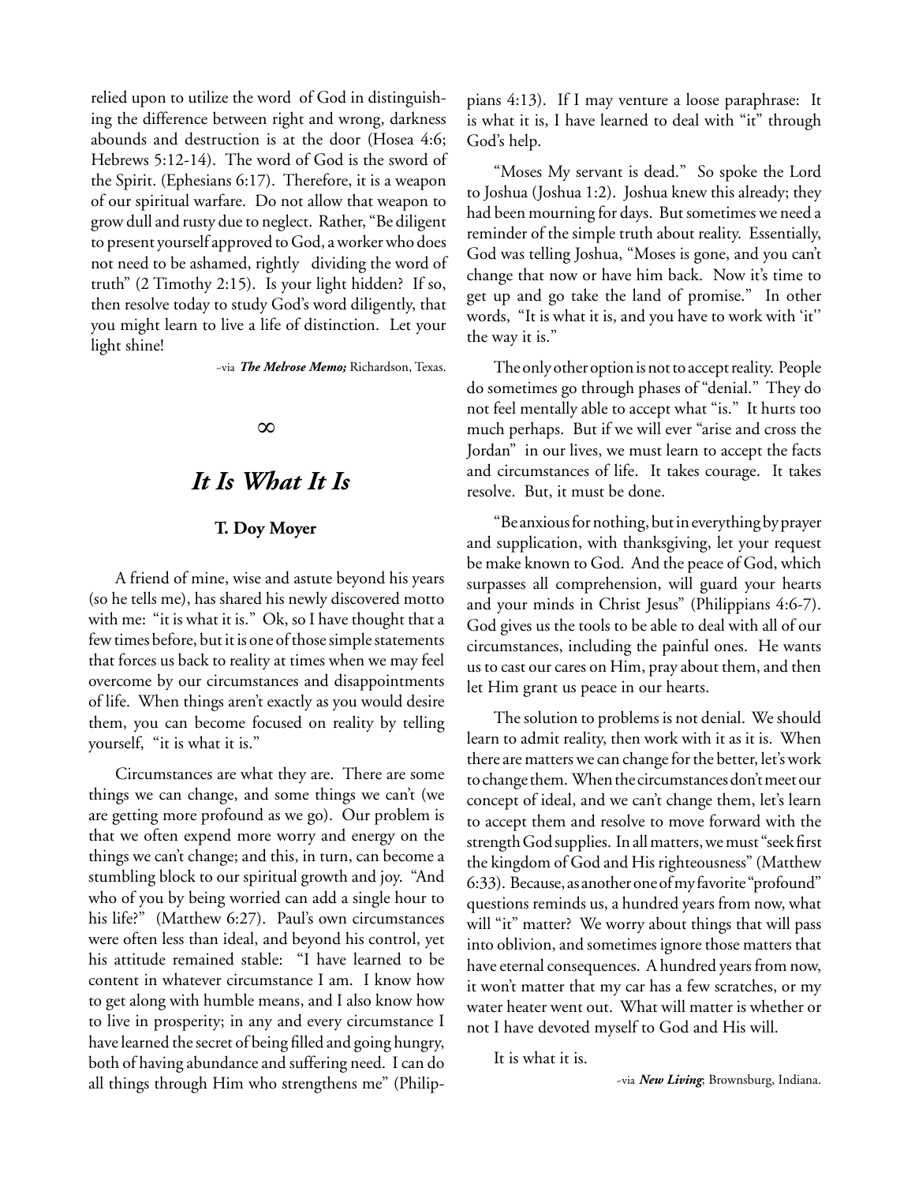relied upon to utilize the word of God in distinguishing the difference between right and wrong, darkness abounds and destruction is at the door (Hosea 4:6; Hebrews 5:12-14). The word of God is the sword of the Spirit. (Ephesians 6:17). Therefore, it is a weapon of our spiritual warfare. Do not allow that weapon to grow dull and rusty due to neglect. Rather, "Be diligent to present yourself approved to God, a worker who does not need to be ashamed, rightly dividing the word of truth" (2 Timothy 2:15). Is your light hidden? If so, then resolve today to study God's word diligently, that you might learn to live a life of distinction. Let your light shine!

~via ***The Melrose Memo;*** Richardson, Texas.

∞

# *It Is What It Is*

**T. Doy Moyer**

A friend of mine, wise and astute beyond his years (so he tells me), has shared his newly discovered motto with me: "it is what it is." Ok, so I have thought that a few times before, but it is one of those simple statements that forces us back to reality at times when we may feel overcome by our circumstances and disappointments of life. When things aren't exactly as you would desire them, you can become focused on reality by telling yourself, "it is what it is."

Circumstances are what they are. There are some things we can change, and some things we can't (we are getting more profound as we go). Our problem is that we often expend more worry and energy on the things we can't change; and this, in turn, can become a stumbling block to our spiritual growth and joy. "And who of you by being worried can add a single hour to his life?" (Matthew 6:27). Paul's own circumstances were often less than ideal, and beyond his control, yet his attitude remained stable: "I have learned to be content in whatever circumstance I am. I know how to get along with humble means, and I also know how to live in prosperity; in any and every circumstance I have learned the secret of being filled and going hungry, both of having abundance and suffering need. I can do all things through Him who strengthens me" (Philippians 4:13). If I may venture a loose paraphrase: It is what it is, I have learned to deal with "it" through God's help.

"Moses My servant is dead." So spoke the Lord to Joshua (Joshua 1:2). Joshua knew this already; they had been mourning for days. But sometimes we need a reminder of the simple truth about reality. Essentially, God was telling Joshua, "Moses is gone, and you can't change that now or have him back. Now it's time to get up and go take the land of promise." In other words, "It is what it is, and you have to work with 'it'' the way it is."

The only other option is not to accept reality. People do sometimes go through phases of "denial." They do not feel mentally able to accept what "is." It hurts too much perhaps. But if we will ever "arise and cross the Jordan" in our lives, we must learn to accept the facts and circumstances of life. It takes courage. It takes resolve. But, it must be done.

"Be anxious for nothing, but in everything by prayer and supplication, with thanksgiving, let your request be make known to God. And the peace of God, which surpasses all comprehension, will guard your hearts and your minds in Christ Jesus" (Philippians 4:6-7). God gives us the tools to be able to deal with all of our circumstances, including the painful ones. He wants us to cast our cares on Him, pray about them, and then let Him grant us peace in our hearts.

The solution to problems is not denial. We should learn to admit reality, then work with it as it is. When there are matters we can change for the better, let's work to change them. When the circumstances don't meet our concept of ideal, and we can't change them, let's learn to accept them and resolve to move forward with the strength God supplies. In all matters, we must "seek first the kingdom of God and His righteousness" (Matthew 6:33). Because, as another one of my favorite "profound" questions reminds us, a hundred years from now, what will "it" matter? We worry about things that will pass into oblivion, and sometimes ignore those matters that have eternal consequences. A hundred years from now, it won't matter that my car has a few scratches, or my water heater went out. What will matter is whether or not I have devoted myself to God and His will.

It is what it is.

~via ***New Living***; Brownsburg, Indiana.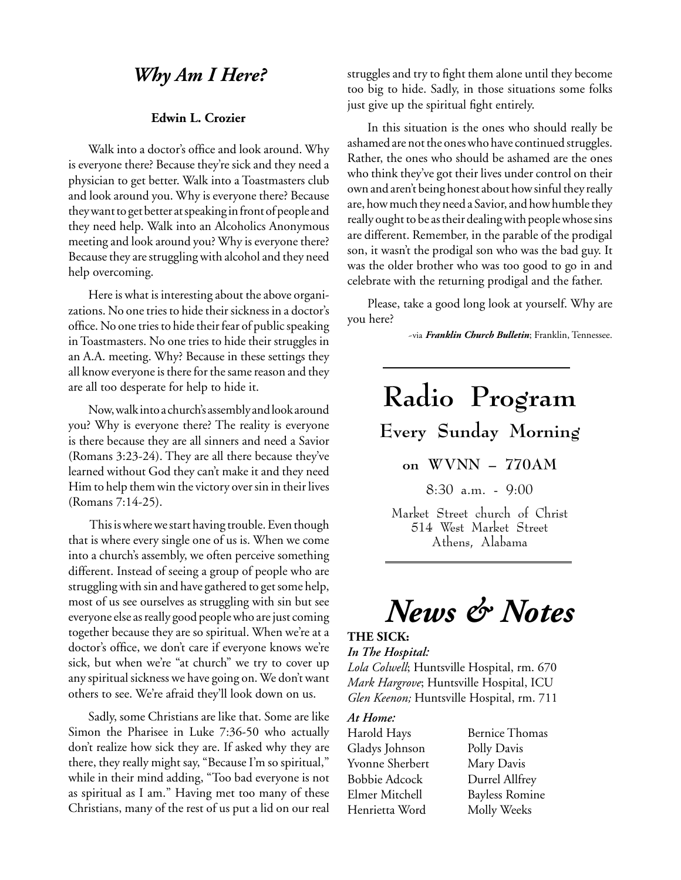## *Why Am I Here?*

**Edwin L. Crozier**

Walk into a doctor's office and look around. Why is everyone there? Because they're sick and they need a physician to get better. Walk into a Toastmasters club and look around you. Why is everyone there? Because they want to get better at speaking in front of people and they need help. Walk into an Alcoholics Anonymous meeting and look around you? Why is everyone there? Because they are struggling with alcohol and they need help overcoming.

Here is what is interesting about the above organizations. No one tries to hide their sickness in a doctor's office. No one tries to hide their fear of public speaking in Toastmasters. No one tries to hide their struggles in an A.A. meeting. Why? Because in these settings they all know everyone is there for the same reason and they are all too desperate for help to hide it.

Now, walk into a church's assembly and look around you? Why is everyone there? The reality is everyone is there because they are all sinners and need a Savior (Romans 3:23-24). They are all there because they've learned without God they can't make it and they need Him to help them win the victory over sin in their lives (Romans 7:14-25).

This is where we start having trouble. Even though that is where every single one of us is. When we come into a church's assembly, we often perceive something different. Instead of seeing a group of people who are struggling with sin and have gathered to get some help, most of us see ourselves as struggling with sin but see everyone else as really good people who are just coming together because they are so spiritual. When we're at a doctor's office, we don't care if everyone knows we're sick, but when we're "at church" we try to cover up any spiritual sickness we have going on. We don't want others to see. We're afraid they'll look down on us.

Sadly, some Christians are like that. Some are like Simon the Pharisee in Luke 7:36-50 who actually don't realize how sick they are. If asked why they are there, they really might say, "Because I'm so spiritual," while in their mind adding, "Too bad everyone is not as spiritual as I am." Having met too many of these Christians, many of the rest of us put a lid on our real struggles and try to fight them alone until they become too big to hide. Sadly, in those situations some folks just give up the spiritual fight entirely.

In this situation is the ones who should really be ashamed are not the ones who have continued struggles. Rather, the ones who should be ashamed are the ones who think they've got their lives under control on their own and aren't being honest about how sinful they really are, how much they need a Savior, and how humble they really ought to be as their dealing with people whose sins are different. Remember, in the parable of the prodigal son, it wasn't the prodigal son who was the bad guy. It was the older brother who was too good to go in and celebrate with the returning prodigal and the father.

Please, take a good long look at yourself. Why are you here?

~via ***Franklin Church Bulletin***; Franklin, Tennessee.

---

# Radio Program

## Every Sunday Morning

**on WVNN – 770AM**

8:30 a.m. - 9:00

Market Street church of Christ
514 West Market Street
Athens, Alabama

---

# *News & Notes*

**THE SICK:**

***In The Hospital:***

*Lola Colwell*; Huntsville Hospital, rm. 670
*Mark Hargrove*; Huntsville Hospital, ICU
*Glen Keenon;* Huntsville Hospital, rm. 711

***At Home:***

Harold Hays
Gladys Johnson
Yvonne Sherbert
Bobbie Adcock
Elmer Mitchell
Henrietta Word
Bernice Thomas
Polly Davis
Mary Davis
Durrel Allfrey
Bayless Romine
Molly Weeks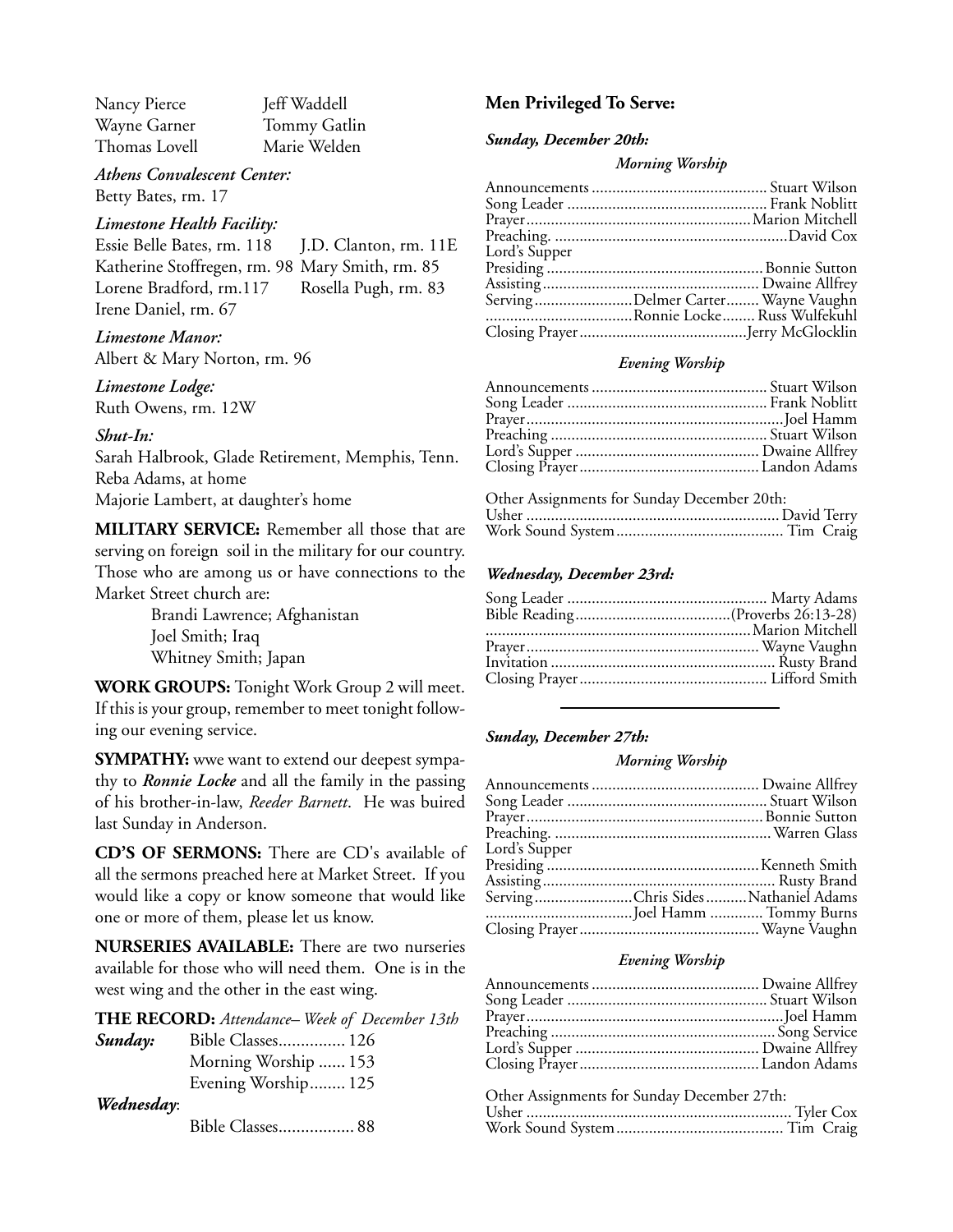| | |
|---|---|
| Nancy Pierce | Jeff Waddell |
| Wayne Garner | Tommy Gatlin |
| Thomas Lovell | Marie Welden |

***Athens Convalescent Center:***
Betty Bates, rm. 17

***Limestone Health Facility:***
Essie Belle Bates, rm. 118 J.D. Clanton, rm. 11E
Katherine Stoffregen, rm. 98 Mary Smith, rm. 85
Lorene Bradford, rm.117 Rosella Pugh, rm. 83
Irene Daniel, rm. 67

***Limestone Manor:***
Albert & Mary Norton, rm. 96

***Limestone Lodge:***
Ruth Owens, rm. 12W

***Shut-In:***
Sarah Halbrook, Glade Retirement, Memphis, Tenn.
Reba Adams, at home
Majorie Lambert, at daughter's home

**MILITARY SERVICE:** Remember all those that are serving on foreign soil in the military for our country. Those who are among us or have connections to the Market Street church are:

Brandi Lawrence; Afghanistan
Joel Smith; Iraq
Whitney Smith; Japan

**WORK GROUPS:** Tonight Work Group 2 will meet. If this is your group, remember to meet tonight following our evening service.

**SYMPATHY:** wwe want to extend our deepest sympathy to ***Ronnie Locke*** and all the family in the passing of his brother-in-law, *Reeder Barnett*. He was buired last Sunday in Anderson.

**CD'S OF SERMONS:** There are CD's available of all the sermons preached here at Market Street. If you would like a copy or know someone that would like one or more of them, please let us know.

**NURSERIES AVAILABLE:** There are two nurseries available for those who will need them. One is in the west wing and the other in the east wing.

**THE RECORD:** *Attendance– Week of December 13th*

| | | |
|---|---|---|
| ***Sunday:*** | Bible Classes | 126 |
| | Morning Worship | 153 |
| | Evening Worship | 125 |
| ***Wednesday:*** | | |
| | Bible Classes | 88 |

## Men Privileged To Serve:

***Sunday, December 20th:***

*Morning Worship*

| | | |
|---|---|---|
| Announcements | | Stuart Wilson |
| Song Leader | | Frank Noblitt |
| Prayer | | Marion Mitchell |
| Preaching. | | David Cox |
| Lord's Supper | | |
| Presiding | | Bonnie Sutton |
| Assisting | | Dwaine Allfrey |
| Serving | Delmer Carter | Wayne Vaughn |
| | Ronnie Locke | Russ Wulfekuhl |
| Closing Prayer | | Jerry McGlocklin |

*Evening Worship*

| | |
|---|---|
| Announcements | Stuart Wilson |
| Song Leader | Frank Noblitt |
| Prayer | Joel Hamm |
| Preaching | Stuart Wilson |
| Lord's Supper | Dwaine Allfrey |
| Closing Prayer | Landon Adams |

Other Assignments for Sunday December 20th:

| | |
|---|---|
| Usher | David Terry |
| Work Sound System | Tim Craig |

***Wednesday, December 23rd:***

| | |
|---|---|
| Song Leader | Marty Adams |
| Bible Reading | (Proverbs 26:13-28) |
| | Marion Mitchell |
| Prayer | Wayne Vaughn |
| Invitation | Rusty Brand |
| Closing Prayer | Lifford Smith |

***Sunday, December 27th:***

*Morning Worship*

| | | |
|---|---|---|
| Announcements | | Dwaine Allfrey |
| Song Leader | | Stuart Wilson |
| Prayer | | Bonnie Sutton |
| Preaching. | | Warren Glass |
| Lord's Supper | | |
| Presiding | | Kenneth Smith |
| Assisting | | Rusty Brand |
| Serving | Chris Sides | Nathaniel Adams |
| | Joel Hamm | Tommy Burns |
| Closing Prayer | | Wayne Vaughn |

*Evening Worship*

| | |
|---|---|
| Announcements | Dwaine Allfrey |
| Song Leader | Stuart Wilson |
| Prayer | Joel Hamm |
| Preaching | Song Service |
| Lord's Supper | Dwaine Allfrey |
| Closing Prayer | Landon Adams |

Other Assignments for Sunday December 27th:

| | |
|---|---|
| Usher | Tyler Cox |
| Work Sound System | Tim Craig |